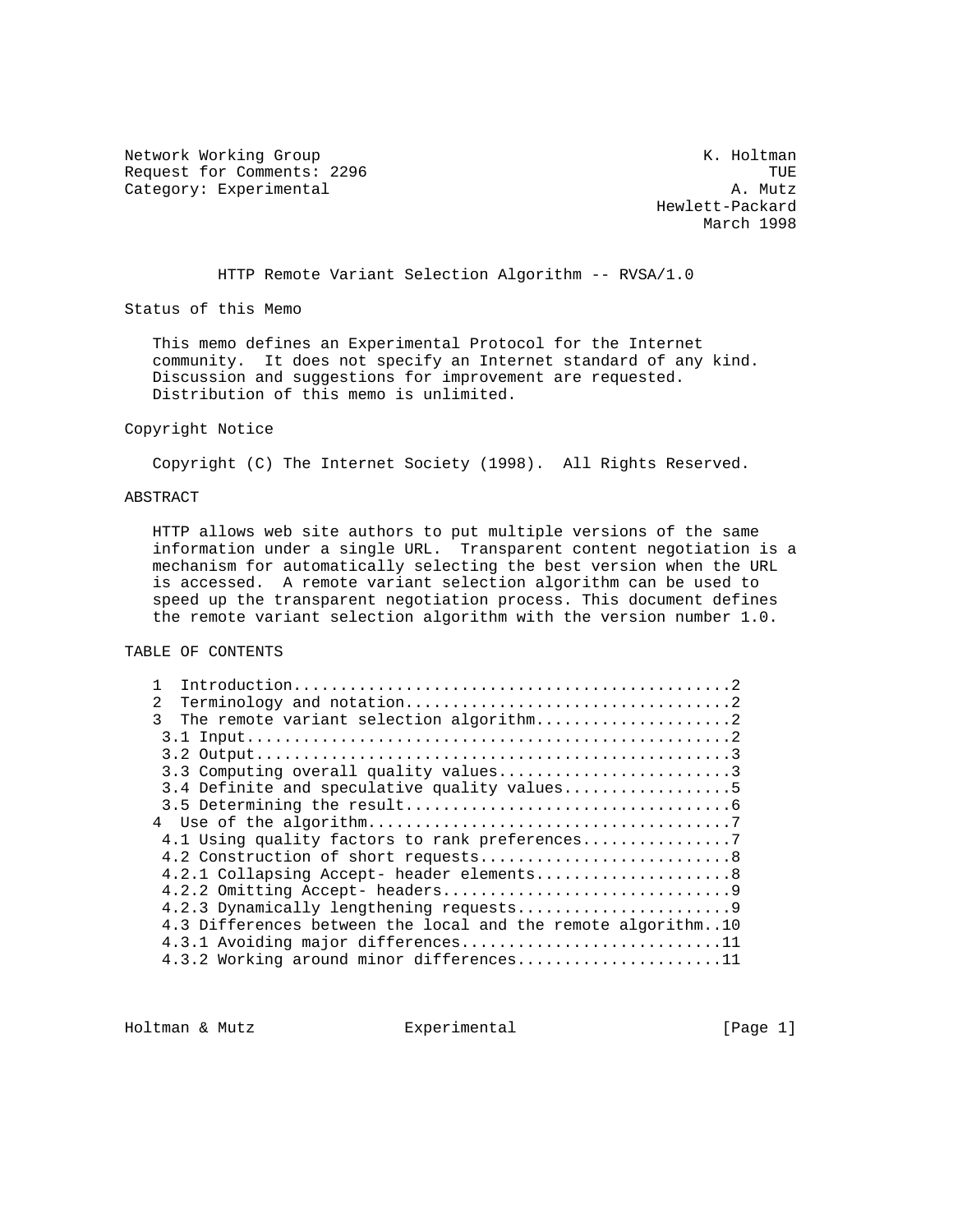Network Working Group K. Holtman
Request for Comments: 2296 TUE
Category: Experimental A. Mutz
Hewlett-Packard
March 1998

# HTTP Remote Variant Selection Algorithm -- RVSA/1.0

## Status of this Memo

This memo defines an Experimental Protocol for the Internet community. It does not specify an Internet standard of any kind. Discussion and suggestions for improvement are requested. Distribution of this memo is unlimited.

## Copyright Notice

Copyright (C) The Internet Society (1998). All Rights Reserved.

## ABSTRACT

HTTP allows web site authors to put multiple versions of the same information under a single URL. Transparent content negotiation is a mechanism for automatically selecting the best version when the URL is accessed. A remote variant selection algorithm can be used to speed up the transparent negotiation process. This document defines the remote variant selection algorithm with the version number 1.0.

## TABLE OF CONTENTS

```
1  Introduction...............................................2
2  Terminology and notation...................................2
3  The remote variant selection algorithm.....................2
 3.1 Input....................................................2
 3.2 Output...................................................3
 3.3 Computing overall quality values.........................3
 3.4 Definite and speculative quality values..................5
 3.5 Determining the result...................................6
4  Use of the algorithm.......................................7
 4.1 Using quality factors to rank preferences................7
 4.2 Construction of short requests...........................8
 4.2.1 Collapsing Accept- header elements.....................8
 4.2.2 Omitting Accept- headers...............................9
 4.2.3 Dynamically lengthening requests.......................9
 4.3 Differences between the local and the remote algorithm..10
 4.3.1 Avoiding major differences............................11
 4.3.2 Working around minor differences......................11
```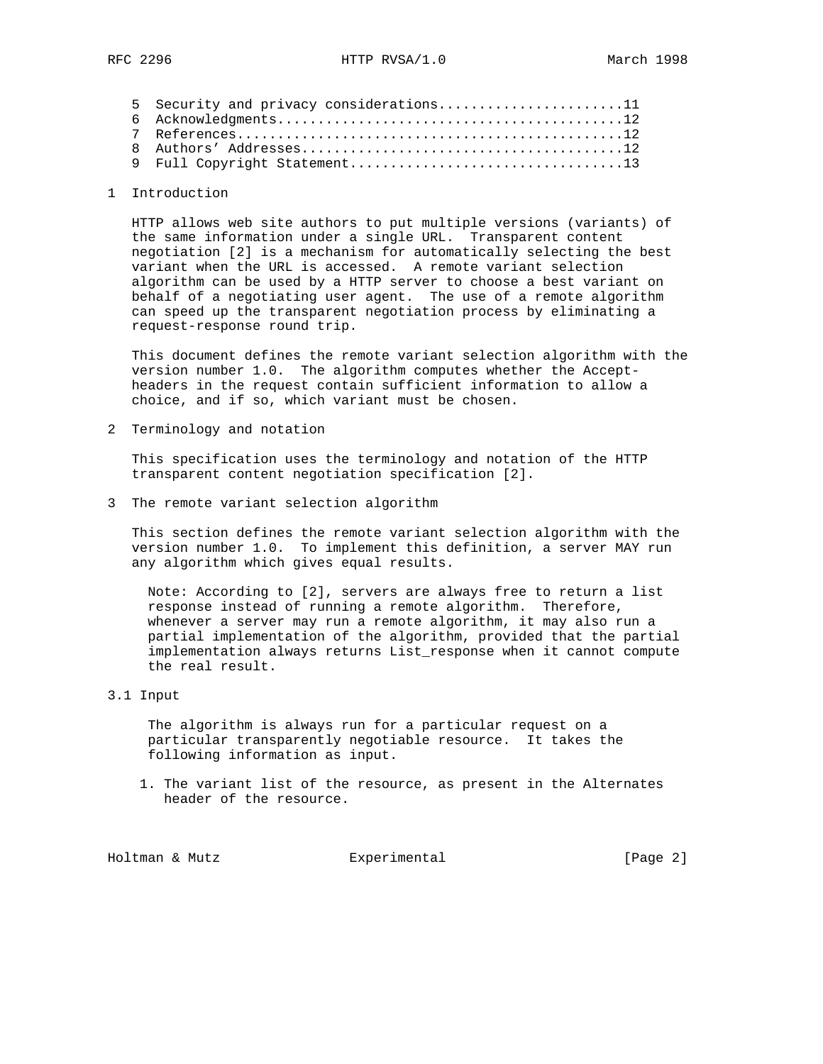5 Security and privacy considerations.......................11
6 Acknowledgments..........................................12
7 References................................................12
8 Authors' Addresses........................................12
9 Full Copyright Statement..................................13

## 1 Introduction

HTTP allows web site authors to put multiple versions (variants) of the same information under a single URL. Transparent content negotiation [2] is a mechanism for automatically selecting the best variant when the URL is accessed. A remote variant selection algorithm can be used by a HTTP server to choose a best variant on behalf of a negotiating user agent. The use of a remote algorithm can speed up the transparent negotiation process by eliminating a request-response round trip.

This document defines the remote variant selection algorithm with the version number 1.0. The algorithm computes whether the Accept-headers in the request contain sufficient information to allow a choice, and if so, which variant must be chosen.

## 2 Terminology and notation

This specification uses the terminology and notation of the HTTP transparent content negotiation specification [2].

## 3 The remote variant selection algorithm

This section defines the remote variant selection algorithm with the version number 1.0. To implement this definition, a server MAY run any algorithm which gives equal results.

Note: According to [2], servers are always free to return a list response instead of running a remote algorithm. Therefore, whenever a server may run a remote algorithm, it may also run a partial implementation of the algorithm, provided that the partial implementation always returns List_response when it cannot compute the real result.

### 3.1 Input

The algorithm is always run for a particular request on a particular transparently negotiable resource. It takes the following information as input.

1. The variant list of the resource, as present in the Alternates header of the resource.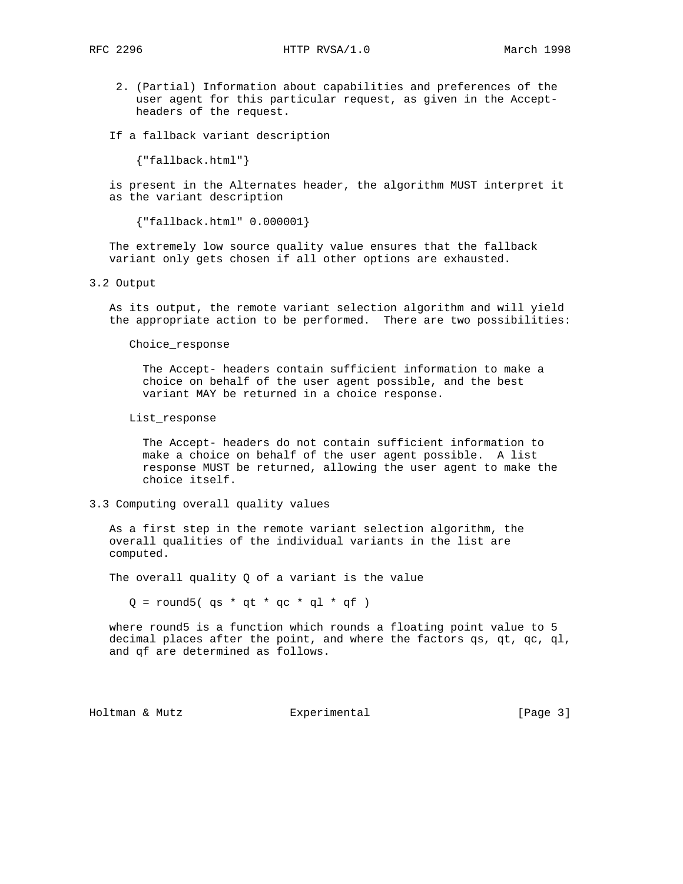2. (Partial) Information about capabilities and preferences of the user agent for this particular request, as given in the Accept- headers of the request.

If a fallback variant description

```
{"fallback.html"}
```

is present in the Alternates header, the algorithm MUST interpret it as the variant description

```
{"fallback.html" 0.000001}
```

The extremely low source quality value ensures that the fallback variant only gets chosen if all other options are exhausted.

## 3.2 Output

As its output, the remote variant selection algorithm and will yield the appropriate action to be performed. There are two possibilities:

Choice_response

The Accept- headers contain sufficient information to make a choice on behalf of the user agent possible, and the best variant MAY be returned in a choice response.

List_response

The Accept- headers do not contain sufficient information to make a choice on behalf of the user agent possible. A list response MUST be returned, allowing the user agent to make the choice itself.

## 3.3 Computing overall quality values

As a first step in the remote variant selection algorithm, the overall qualities of the individual variants in the list are computed.

The overall quality Q of a variant is the value

$$Q = round5( qs * qt * qc * ql * qf )$$

where round5 is a function which rounds a floating point value to 5 decimal places after the point, and where the factors qs, qt, qc, ql, and qf are determined as follows.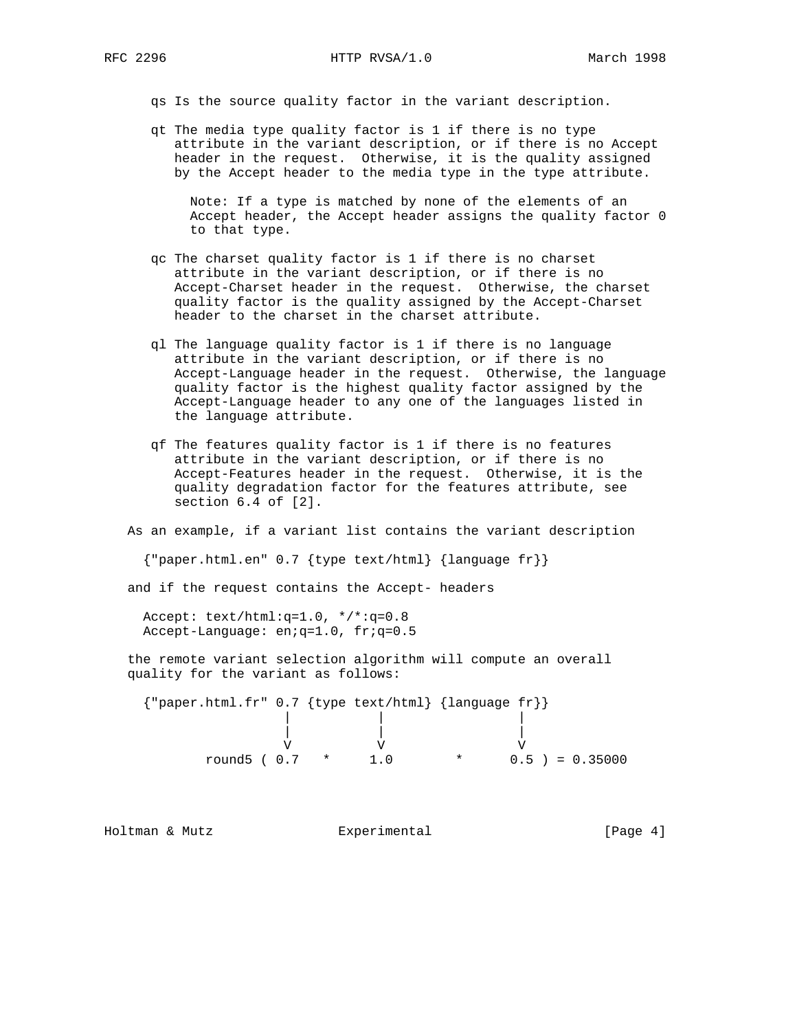qs Is the source quality factor in the variant description.

qt The media type quality factor is 1 if there is no type attribute in the variant description, or if there is no Accept header in the request. Otherwise, it is the quality assigned by the Accept header to the media type in the type attribute.

> Note: If a type is matched by none of the elements of an Accept header, the Accept header assigns the quality factor 0 to that type.

qc The charset quality factor is 1 if there is no charset attribute in the variant description, or if there is no Accept-Charset header in the request. Otherwise, the charset quality factor is the quality assigned by the Accept-Charset header to the charset in the charset attribute.

ql The language quality factor is 1 if there is no language attribute in the variant description, or if there is no Accept-Language header in the request. Otherwise, the language quality factor is the highest quality factor assigned by the Accept-Language header to any one of the languages listed in the language attribute.

qf The features quality factor is 1 if there is no features attribute in the variant description, or if there is no Accept-Features header in the request. Otherwise, it is the quality degradation factor for the features attribute, see section 6.4 of [2].

As an example, if a variant list contains the variant description

```
{"paper.html.en" 0.7 {type text/html} {language fr}}
```

and if the request contains the Accept- headers

```
Accept: text/html:q=1.0, */*:q=0.8
Accept-Language: en;q=1.0, fr;q=0.5
```

the remote variant selection algorithm will compute an overall quality for the variant as follows:

```
{"paper.html.fr" 0.7 {type text/html} {language fr}}
                  |           |                |
                  |           |                |
                  V           V                V
        round5 ( 0.7   *     1.0        *      0.5 ) = 0.35000
```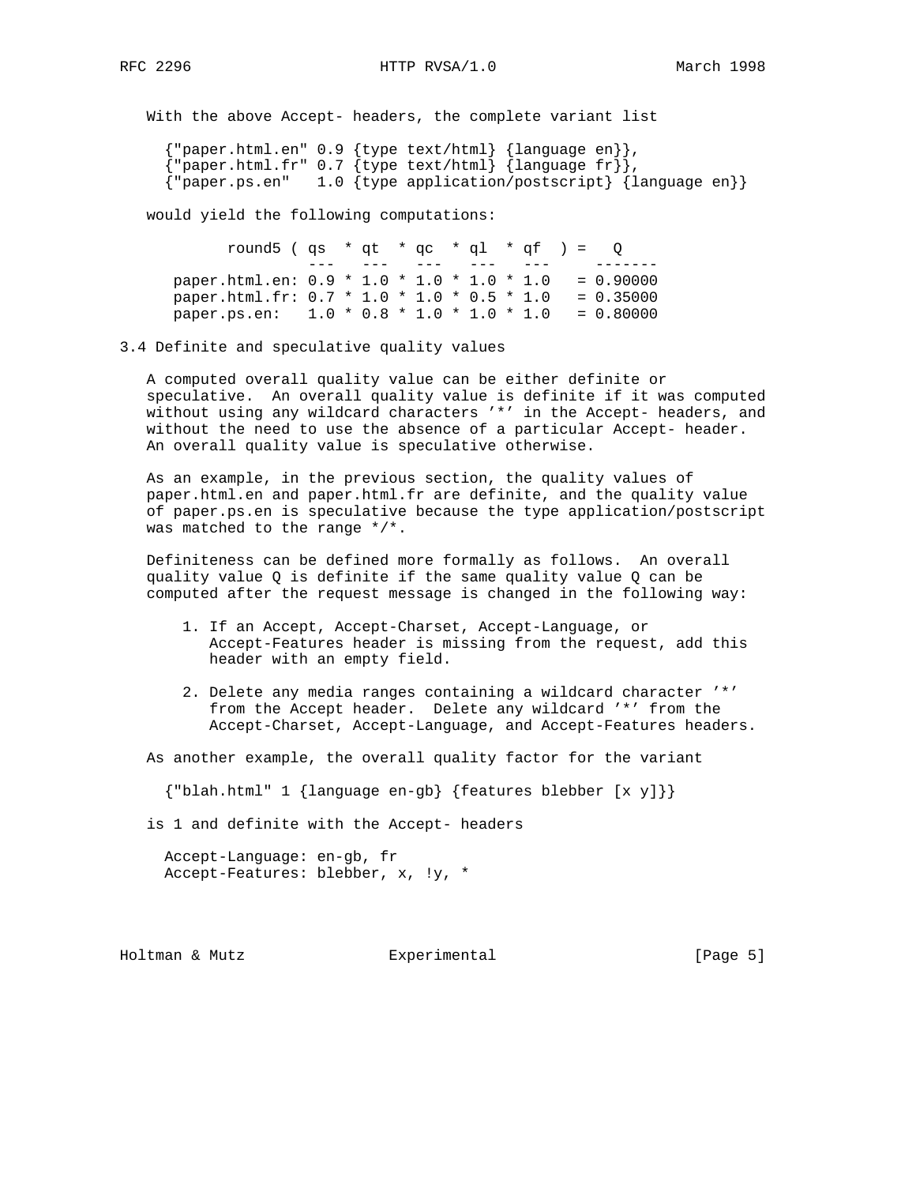With the above Accept- headers, the complete variant list

```
{"paper.html.en" 0.9 {type text/html} {language en}},
{"paper.html.fr" 0.7 {type text/html} {language fr}},
{"paper.ps.en"   1.0 {type application/postscript} {language en}}
```

would yield the following computations:

```
        round5 ( qs  * qt  * qc  * ql  * qf  ) =   Q
                 ---   ---   ---   ---   ---      -------
  paper.html.en: 0.9 * 1.0 * 1.0 * 1.0 * 1.0   = 0.90000
  paper.html.fr: 0.7 * 1.0 * 1.0 * 0.5 * 1.0   = 0.35000
  paper.ps.en:   1.0 * 0.8 * 1.0 * 1.0 * 1.0   = 0.80000
```

## 3.4 Definite and speculative quality values

A computed overall quality value can be either definite or speculative. An overall quality value is definite if it was computed without using any wildcard characters '*' in the Accept- headers, and without the need to use the absence of a particular Accept- header. An overall quality value is speculative otherwise.

As an example, in the previous section, the quality values of paper.html.en and paper.html.fr are definite, and the quality value of paper.ps.en is speculative because the type application/postscript was matched to the range */*.

Definiteness can be defined more formally as follows. An overall quality value Q is definite if the same quality value Q can be computed after the request message is changed in the following way:

1. If an Accept, Accept-Charset, Accept-Language, or Accept-Features header is missing from the request, add this header with an empty field.

2. Delete any media ranges containing a wildcard character '*' from the Accept header. Delete any wildcard '*' from the Accept-Charset, Accept-Language, and Accept-Features headers.

As another example, the overall quality factor for the variant

```
{"blah.html" 1 {language en-gb} {features blebber [x y]}}
```

is 1 and definite with the Accept- headers

```
Accept-Language: en-gb, fr
Accept-Features: blebber, x, !y, *
```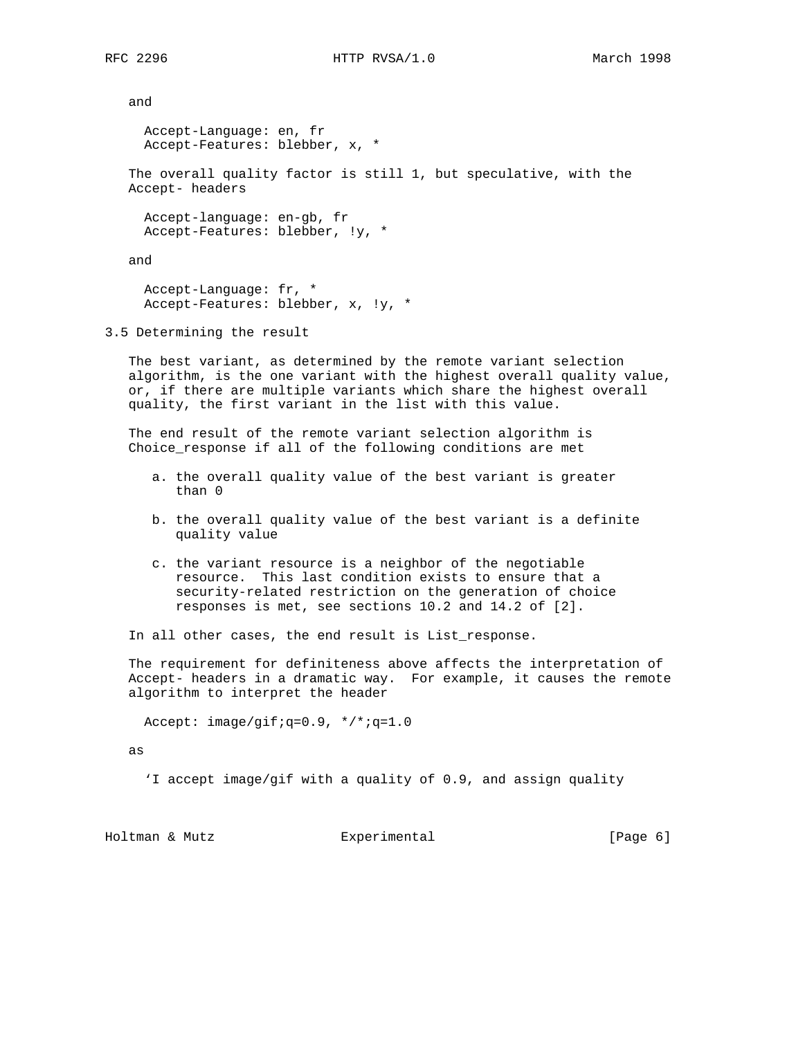and

```
Accept-Language: en, fr
Accept-Features: blebber, x, *
```

The overall quality factor is still 1, but speculative, with the Accept- headers

```
Accept-language: en-gb, fr
Accept-Features: blebber, !y, *
```

and

```
Accept-Language: fr, *
Accept-Features: blebber, x, !y, *
```

## 3.5 Determining the result

The best variant, as determined by the remote variant selection algorithm, is the one variant with the highest overall quality value, or, if there are multiple variants which share the highest overall quality, the first variant in the list with this value.

The end result of the remote variant selection algorithm is Choice_response if all of the following conditions are met

a. the overall quality value of the best variant is greater than 0

b. the overall quality value of the best variant is a definite quality value

c. the variant resource is a neighbor of the negotiable resource. This last condition exists to ensure that a security-related restriction on the generation of choice responses is met, see sections 10.2 and 14.2 of [2].

In all other cases, the end result is List_response.

The requirement for definiteness above affects the interpretation of Accept- headers in a dramatic way. For example, it causes the remote algorithm to interpret the header

```
Accept: image/gif;q=0.9, */*;q=1.0
```

as

'I accept image/gif with a quality of 0.9, and assign quality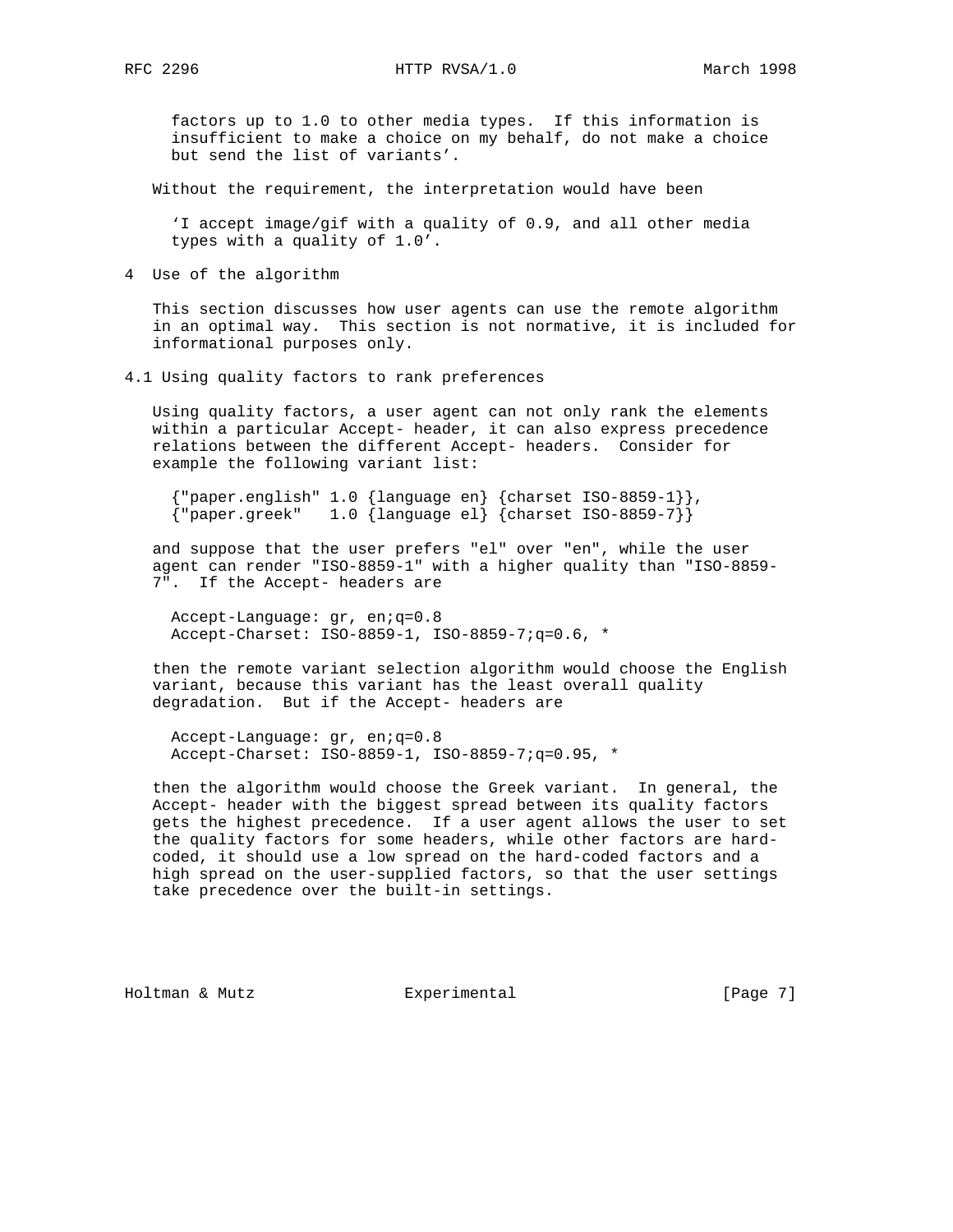factors up to 1.0 to other media types. If this information is insufficient to make a choice on my behalf, do not make a choice but send the list of variants'.

Without the requirement, the interpretation would have been

'I accept image/gif with a quality of 0.9, and all other media types with a quality of 1.0'.

## 4 Use of the algorithm

This section discusses how user agents can use the remote algorithm in an optimal way. This section is not normative, it is included for informational purposes only.

### 4.1 Using quality factors to rank preferences

Using quality factors, a user agent can not only rank the elements within a particular Accept- header, it can also express precedence relations between the different Accept- headers. Consider for example the following variant list:

```
{"paper.english" 1.0 {language en} {charset ISO-8859-1}},
{"paper.greek"   1.0 {language el} {charset ISO-8859-7}}
```

and suppose that the user prefers "el" over "en", while the user agent can render "ISO-8859-1" with a higher quality than "ISO-8859-7". If the Accept- headers are

```
Accept-Language: gr, en;q=0.8
Accept-Charset: ISO-8859-1, ISO-8859-7;q=0.6, *
```

then the remote variant selection algorithm would choose the English variant, because this variant has the least overall quality degradation. But if the Accept- headers are

```
Accept-Language: gr, en;q=0.8
Accept-Charset: ISO-8859-1, ISO-8859-7;q=0.95, *
```

then the algorithm would choose the Greek variant. In general, the Accept- header with the biggest spread between its quality factors gets the highest precedence. If a user agent allows the user to set the quality factors for some headers, while other factors are hard-coded, it should use a low spread on the hard-coded factors and a high spread on the user-supplied factors, so that the user settings take precedence over the built-in settings.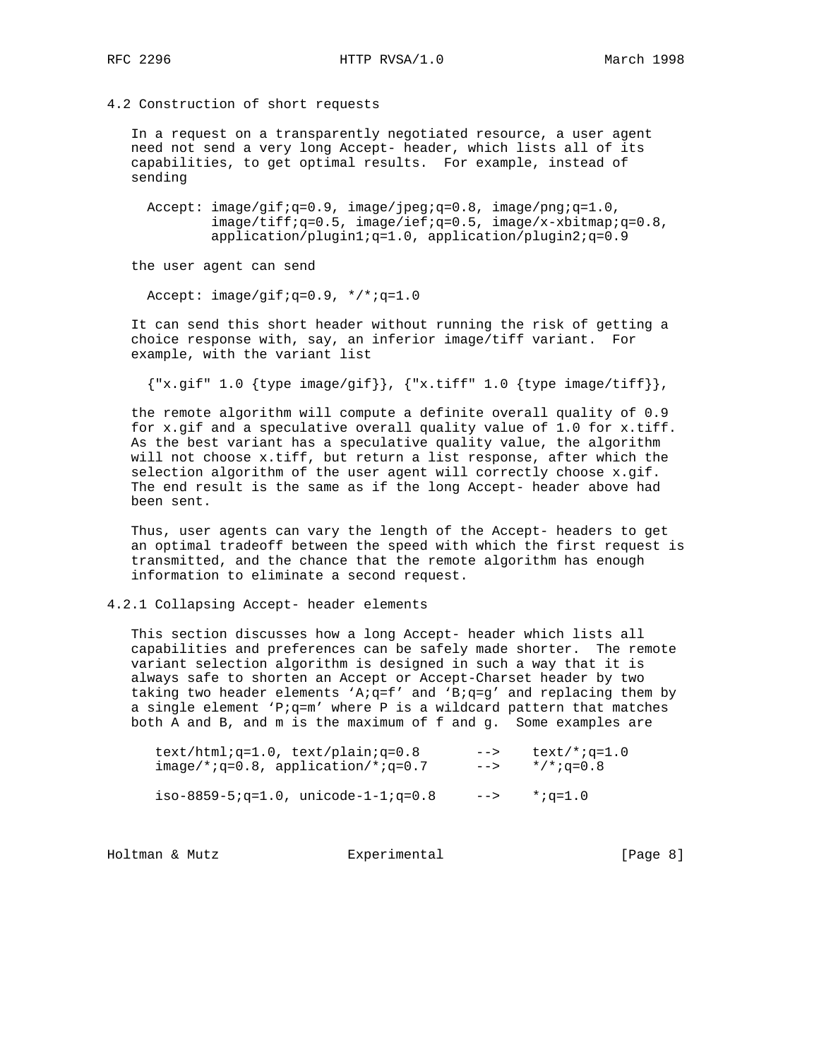### 4.2 Construction of short requests

In a request on a transparently negotiated resource, a user agent need not send a very long Accept- header, which lists all of its capabilities, to get optimal results. For example, instead of sending

```
Accept: image/gif;q=0.9, image/jpeg;q=0.8, image/png;q=1.0,
        image/tiff;q=0.5, image/ief;q=0.5, image/x-xbitmap;q=0.8,
        application/plugin1;q=1.0, application/plugin2;q=0.9
```

the user agent can send

```
Accept: image/gif;q=0.9, */*;q=1.0
```

It can send this short header without running the risk of getting a choice response with, say, an inferior image/tiff variant. For example, with the variant list

```
{"x.gif" 1.0 {type image/gif}}, {"x.tiff" 1.0 {type image/tiff}},
```

the remote algorithm will compute a definite overall quality of 0.9 for x.gif and a speculative overall quality value of 1.0 for x.tiff. As the best variant has a speculative quality value, the algorithm will not choose x.tiff, but return a list response, after which the selection algorithm of the user agent will correctly choose x.gif. The end result is the same as if the long Accept- header above had been sent.

Thus, user agents can vary the length of the Accept- headers to get an optimal tradeoff between the speed with which the first request is transmitted, and the chance that the remote algorithm has enough information to eliminate a second request.

#### 4.2.1 Collapsing Accept- header elements

This section discusses how a long Accept- header which lists all capabilities and preferences can be safely made shorter. The remote variant selection algorithm is designed in such a way that it is always safe to shorten an Accept or Accept-Charset header by two taking two header elements 'A;q=f' and 'B;q=g' and replacing them by a single element 'P;q=m' where P is a wildcard pattern that matches both A and B, and m is the maximum of f and g. Some examples are

```
text/html;q=1.0, text/plain;q=0.8       -->    text/*;q=1.0
image/*;q=0.8, application/*;q=0.7      -->    */*;q=0.8

iso-8859-5;q=1.0, unicode-1-1;q=0.8     -->    *;q=1.0
```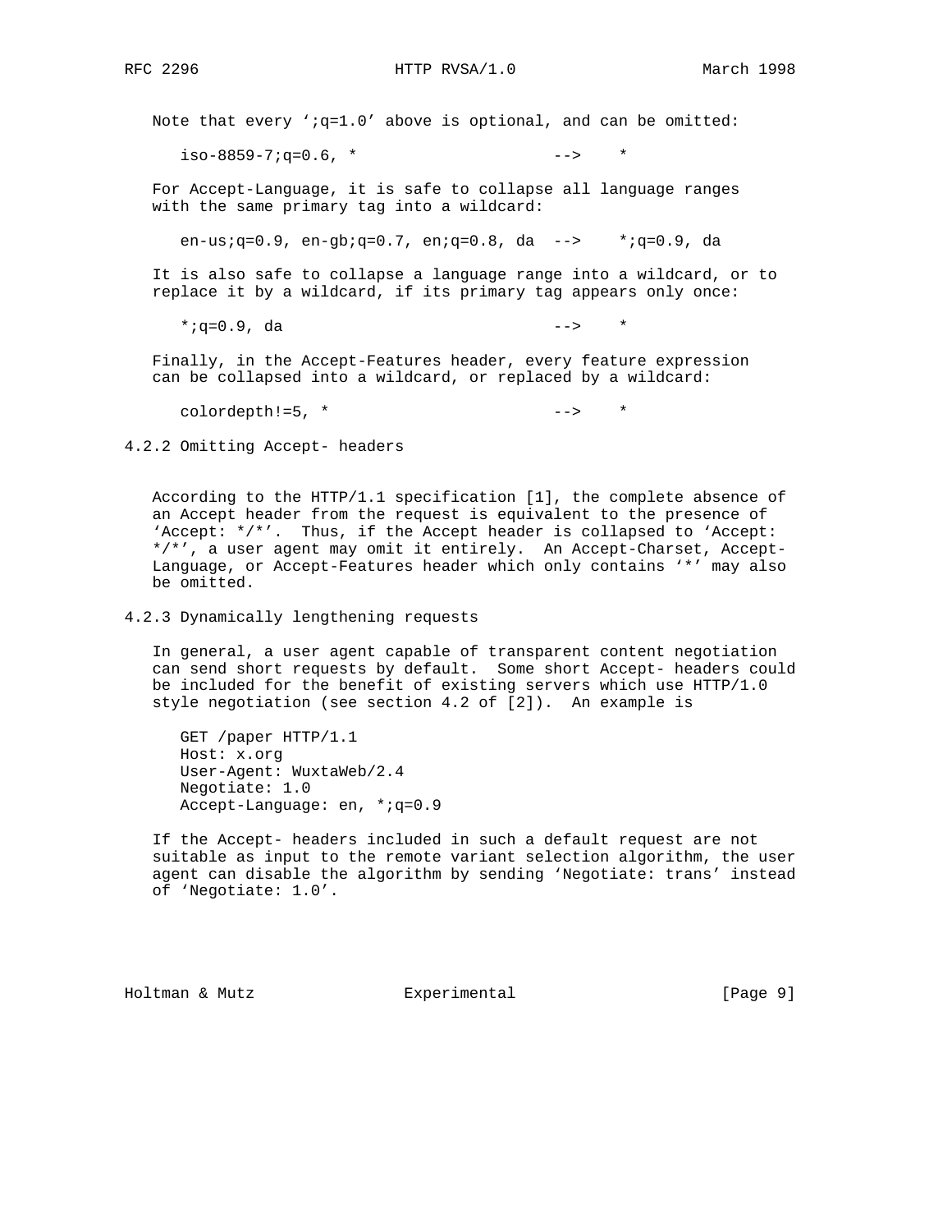Note that every ';q=1.0' above is optional, and can be omitted:

```
iso-8859-7;q=0.6, *                    -->    *
```

For Accept-Language, it is safe to collapse all language ranges with the same primary tag into a wildcard:

```
en-us;q=0.9, en-gb;q=0.7, en;q=0.8, da  -->    *;q=0.9, da
```

It is also safe to collapse a language range into a wildcard, or to replace it by a wildcard, if its primary tag appears only once:

```
*;q=0.9, da                            -->    *
```

Finally, in the Accept-Features header, every feature expression can be collapsed into a wildcard, or replaced by a wildcard:

```
colordepth!=5, *                       -->    *
```

### 4.2.2 Omitting Accept- headers

According to the HTTP/1.1 specification [1], the complete absence of an Accept header from the request is equivalent to the presence of 'Accept: */*'. Thus, if the Accept header is collapsed to 'Accept: */*', a user agent may omit it entirely. An Accept-Charset, Accept-Language, or Accept-Features header which only contains '*' may also be omitted.

### 4.2.3 Dynamically lengthening requests

In general, a user agent capable of transparent content negotiation can send short requests by default. Some short Accept- headers could be included for the benefit of existing servers which use HTTP/1.0 style negotiation (see section 4.2 of [2]). An example is

```
GET /paper HTTP/1.1
Host: x.org
User-Agent: WuxtaWeb/2.4
Negotiate: 1.0
Accept-Language: en, *;q=0.9
```

If the Accept- headers included in such a default request are not suitable as input to the remote variant selection algorithm, the user agent can disable the algorithm by sending 'Negotiate: trans' instead of 'Negotiate: 1.0'.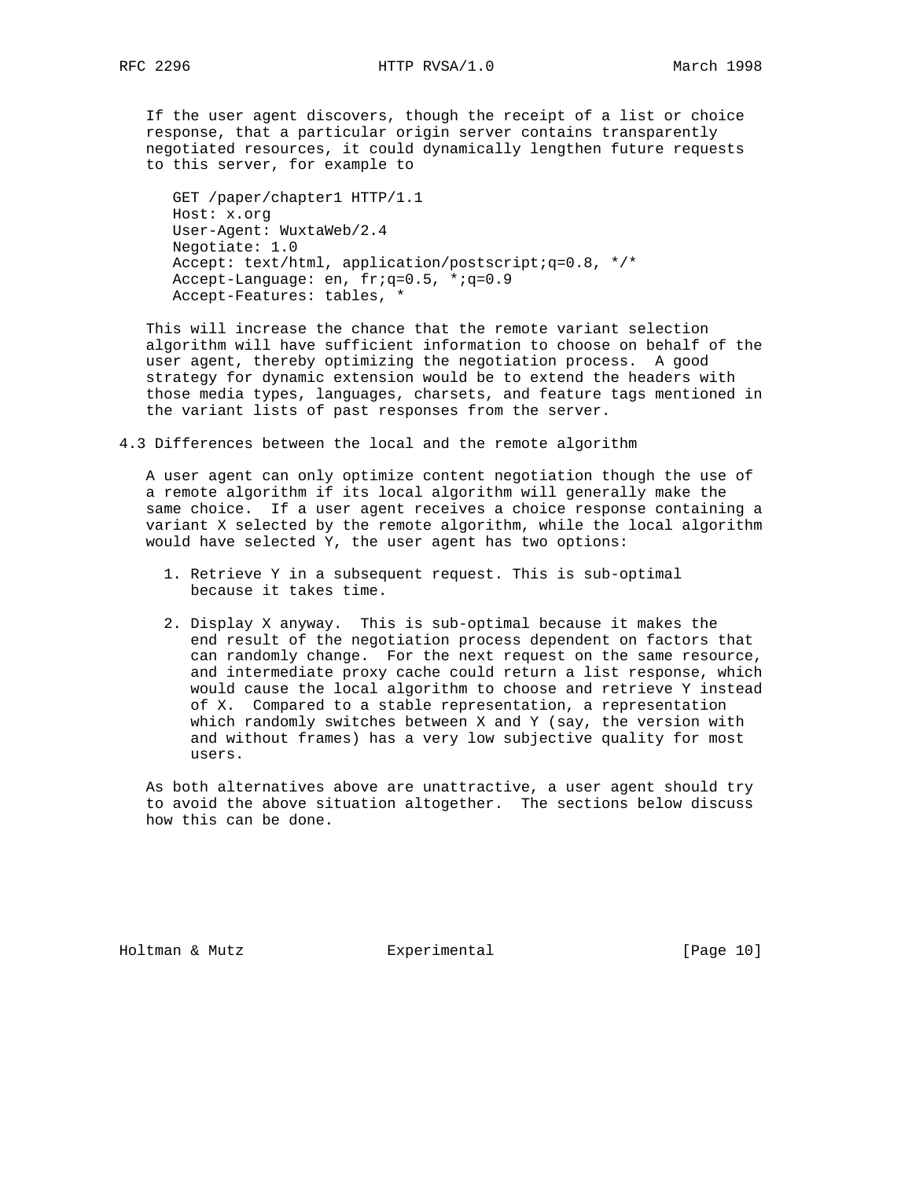If the user agent discovers, though the receipt of a list or choice response, that a particular origin server contains transparently negotiated resources, it could dynamically lengthen future requests to this server, for example to

```
GET /paper/chapter1 HTTP/1.1
Host: x.org
User-Agent: WuxtaWeb/2.4
Negotiate: 1.0
Accept: text/html, application/postscript;q=0.8, */*
Accept-Language: en, fr;q=0.5, *;q=0.9
Accept-Features: tables, *
```

This will increase the chance that the remote variant selection algorithm will have sufficient information to choose on behalf of the user agent, thereby optimizing the negotiation process. A good strategy for dynamic extension would be to extend the headers with those media types, languages, charsets, and feature tags mentioned in the variant lists of past responses from the server.

## 4.3 Differences between the local and the remote algorithm

A user agent can only optimize content negotiation though the use of a remote algorithm if its local algorithm will generally make the same choice. If a user agent receives a choice response containing a variant X selected by the remote algorithm, while the local algorithm would have selected Y, the user agent has two options:

1. Retrieve Y in a subsequent request. This is sub-optimal because it takes time.

2. Display X anyway. This is sub-optimal because it makes the end result of the negotiation process dependent on factors that can randomly change. For the next request on the same resource, and intermediate proxy cache could return a list response, which would cause the local algorithm to choose and retrieve Y instead of X. Compared to a stable representation, a representation which randomly switches between X and Y (say, the version with and without frames) has a very low subjective quality for most users.

As both alternatives above are unattractive, a user agent should try to avoid the above situation altogether. The sections below discuss how this can be done.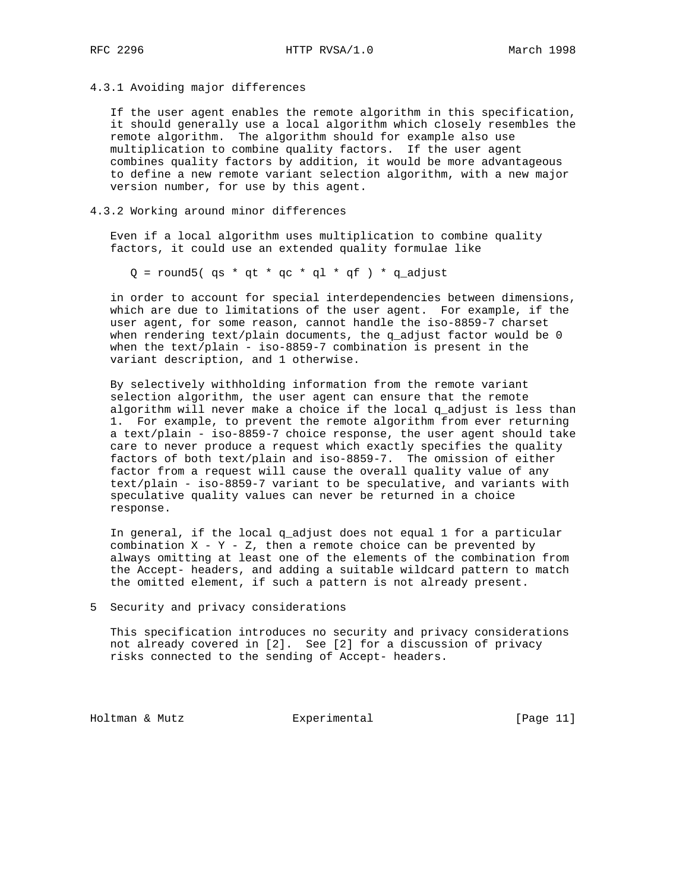### 4.3.1 Avoiding major differences

If the user agent enables the remote algorithm in this specification, it should generally use a local algorithm which closely resembles the remote algorithm. The algorithm should for example also use multiplication to combine quality factors. If the user agent combines quality factors by addition, it would be more advantageous to define a new remote variant selection algorithm, with a new major version number, for use by this agent.

### 4.3.2 Working around minor differences

Even if a local algorithm uses multiplication to combine quality factors, it could use an extended quality formulae like

```
Q = round5( qs * qt * qc * ql * qf ) * q_adjust
```

in order to account for special interdependencies between dimensions, which are due to limitations of the user agent. For example, if the user agent, for some reason, cannot handle the iso-8859-7 charset when rendering text/plain documents, the q_adjust factor would be 0 when the text/plain - iso-8859-7 combination is present in the variant description, and 1 otherwise.

By selectively withholding information from the remote variant selection algorithm, the user agent can ensure that the remote algorithm will never make a choice if the local q_adjust is less than 1. For example, to prevent the remote algorithm from ever returning a text/plain - iso-8859-7 choice response, the user agent should take care to never produce a request which exactly specifies the quality factors of both text/plain and iso-8859-7. The omission of either factor from a request will cause the overall quality value of any text/plain - iso-8859-7 variant to be speculative, and variants with speculative quality values can never be returned in a choice response.

In general, if the local q_adjust does not equal 1 for a particular combination X - Y - Z, then a remote choice can be prevented by always omitting at least one of the elements of the combination from the Accept- headers, and adding a suitable wildcard pattern to match the omitted element, if such a pattern is not already present.

## 5 Security and privacy considerations

This specification introduces no security and privacy considerations not already covered in [2]. See [2] for a discussion of privacy risks connected to the sending of Accept- headers.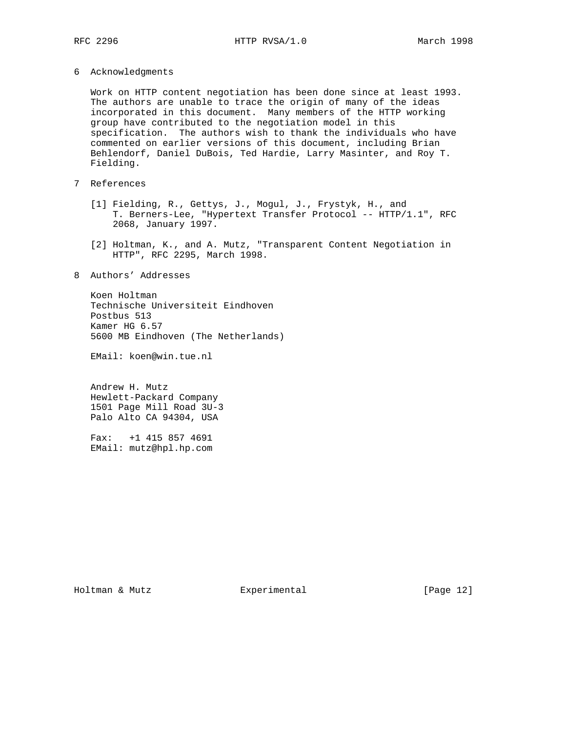## 6 Acknowledgments

Work on HTTP content negotiation has been done since at least 1993. The authors are unable to trace the origin of many of the ideas incorporated in this document. Many members of the HTTP working group have contributed to the negotiation model in this specification. The authors wish to thank the individuals who have commented on earlier versions of this document, including Brian Behlendorf, Daniel DuBois, Ted Hardie, Larry Masinter, and Roy T. Fielding.

## 7 References

[1] Fielding, R., Gettys, J., Mogul, J., Frystyk, H., and T. Berners-Lee, "Hypertext Transfer Protocol -- HTTP/1.1", RFC 2068, January 1997.

[2] Holtman, K., and A. Mutz, "Transparent Content Negotiation in HTTP", RFC 2295, March 1998.

## 8 Authors' Addresses

Koen Holtman
Technische Universiteit Eindhoven
Postbus 513
Kamer HG 6.57
5600 MB Eindhoven (The Netherlands)

EMail: koen@win.tue.nl

Andrew H. Mutz
Hewlett-Packard Company
1501 Page Mill Road 3U-3
Palo Alto CA 94304, USA

Fax: +1 415 857 4691
EMail: mutz@hpl.hp.com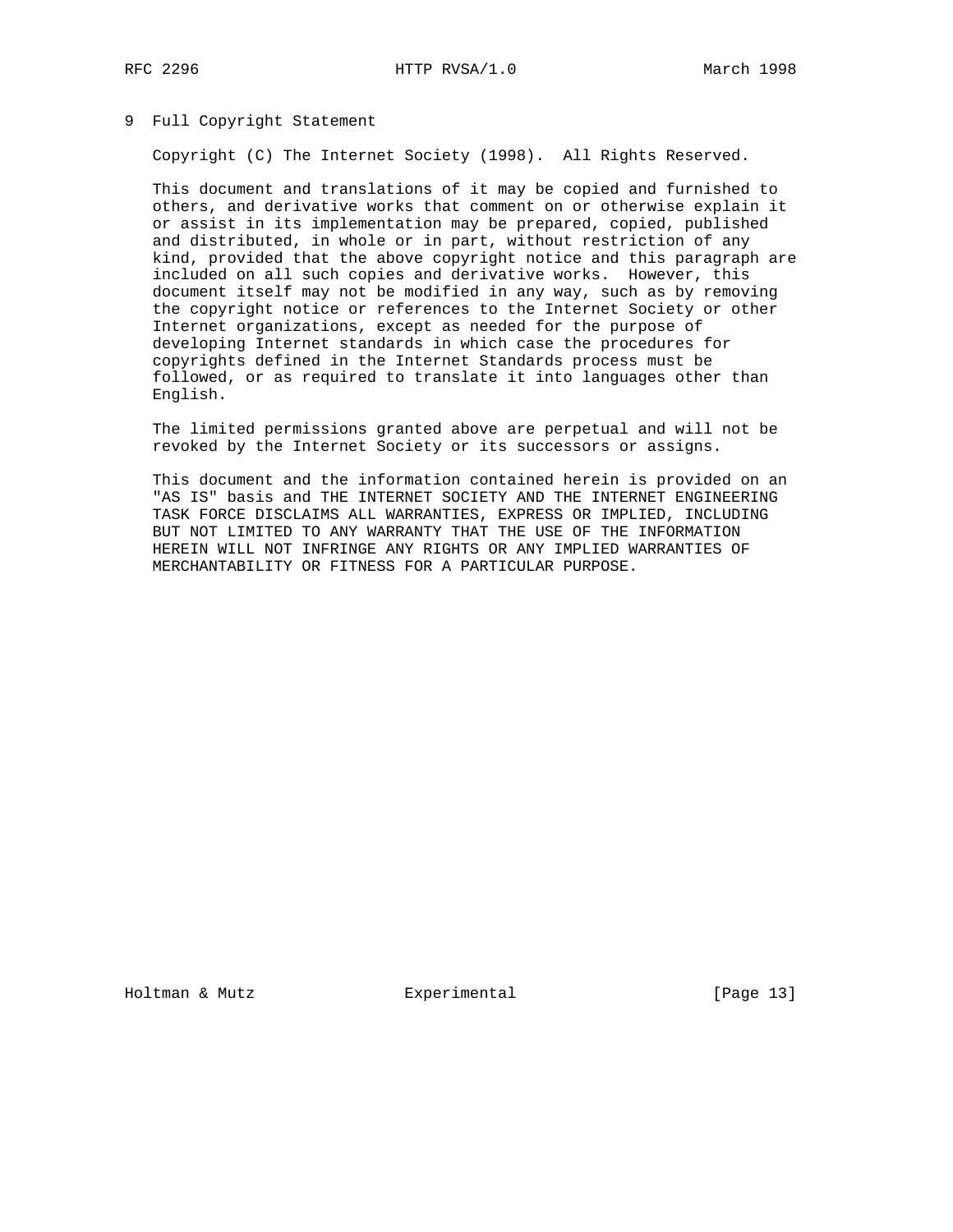## 9 Full Copyright Statement

Copyright (C) The Internet Society (1998). All Rights Reserved.

This document and translations of it may be copied and furnished to others, and derivative works that comment on or otherwise explain it or assist in its implementation may be prepared, copied, published and distributed, in whole or in part, without restriction of any kind, provided that the above copyright notice and this paragraph are included on all such copies and derivative works. However, this document itself may not be modified in any way, such as by removing the copyright notice or references to the Internet Society or other Internet organizations, except as needed for the purpose of developing Internet standards in which case the procedures for copyrights defined in the Internet Standards process must be followed, or as required to translate it into languages other than English.

The limited permissions granted above are perpetual and will not be revoked by the Internet Society or its successors or assigns.

This document and the information contained herein is provided on an "AS IS" basis and THE INTERNET SOCIETY AND THE INTERNET ENGINEERING TASK FORCE DISCLAIMS ALL WARRANTIES, EXPRESS OR IMPLIED, INCLUDING BUT NOT LIMITED TO ANY WARRANTY THAT THE USE OF THE INFORMATION HEREIN WILL NOT INFRINGE ANY RIGHTS OR ANY IMPLIED WARRANTIES OF MERCHANTABILITY OR FITNESS FOR A PARTICULAR PURPOSE.